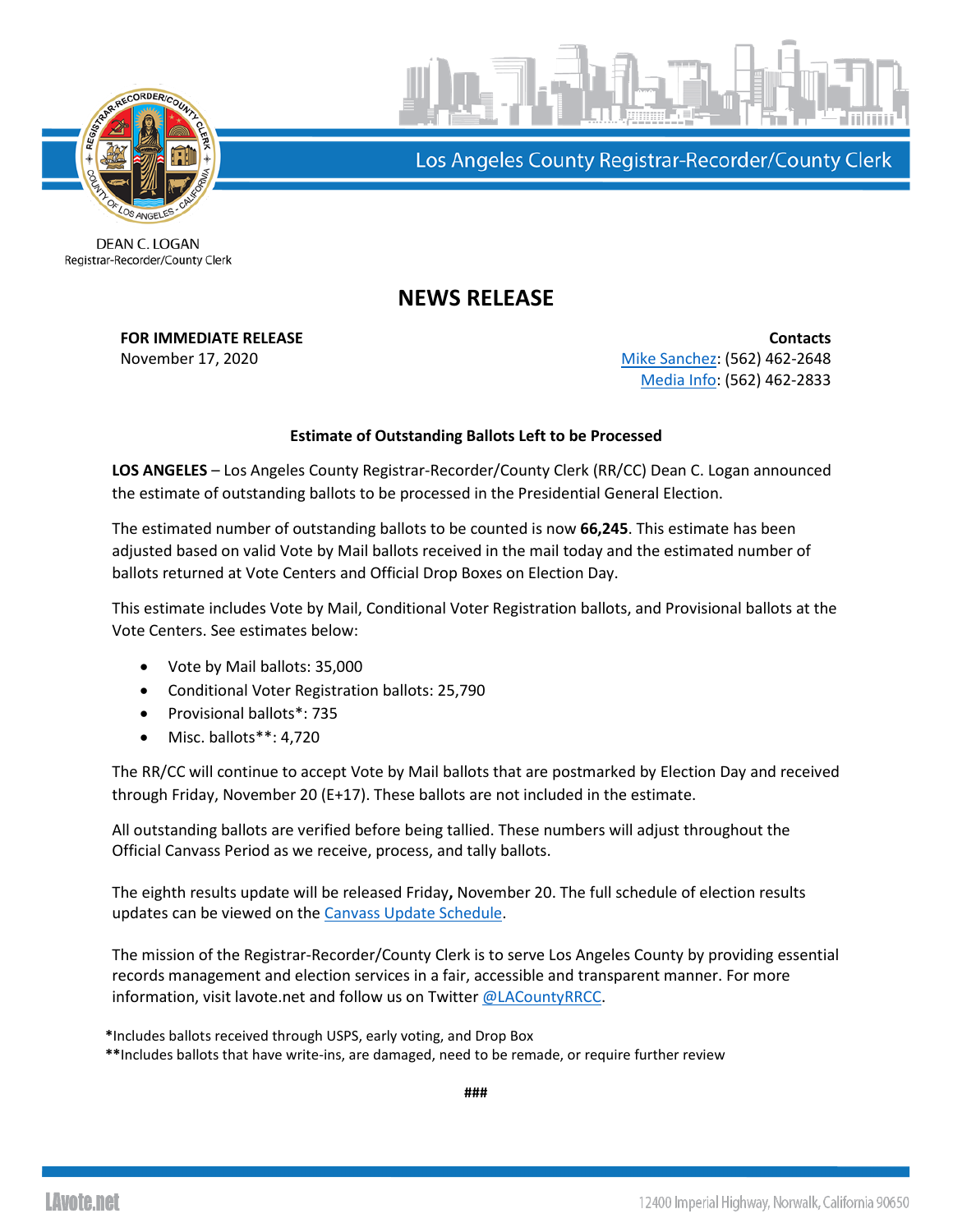Los Angeles County Registrar-Recorder/County Clerk

DEAN C. LOGAN
Registrar-Recorder/County Clerk

# NEWS RELEASE

**FOR IMMEDIATE RELEASE**
November 17, 2020

**Contacts**
Mike Sanchez: (562) 462-2648
Media Info: (562) 462-2833

**Estimate of Outstanding Ballots Left to be Processed**

**LOS ANGELES** – Los Angeles County Registrar-Recorder/County Clerk (RR/CC) Dean C. Logan announced the estimate of outstanding ballots to be processed in the Presidential General Election.

The estimated number of outstanding ballots to be counted is now **66,245**. This estimate has been adjusted based on valid Vote by Mail ballots received in the mail today and the estimated number of ballots returned at Vote Centers and Official Drop Boxes on Election Day.

This estimate includes Vote by Mail, Conditional Voter Registration ballots, and Provisional ballots at the Vote Centers. See estimates below:

- Vote by Mail ballots: 35,000
- Conditional Voter Registration ballots: 25,790
- Provisional ballots*: 735
- Misc. ballots**: 4,720

The RR/CC will continue to accept Vote by Mail ballots that are postmarked by Election Day and received through Friday, November 20 (E+17). These ballots are not included in the estimate.

All outstanding ballots are verified before being tallied. These numbers will adjust throughout the Official Canvass Period as we receive, process, and tally ballots.

The eighth results update will be released Friday**,** November 20. The full schedule of election results updates can be viewed on the Canvass Update Schedule.

The mission of the Registrar-Recorder/County Clerk is to serve Los Angeles County by providing essential records management and election services in a fair, accessible and transparent manner. For more information, visit lavote.net and follow us on Twitter @LACountyRRCC.

**\***Includes ballots received through USPS, early voting, and Drop Box
**\*\***Includes ballots that have write-ins, are damaged, need to be remade, or require further review

###

LAvote.net

12400 Imperial Highway, Norwalk, California 90650